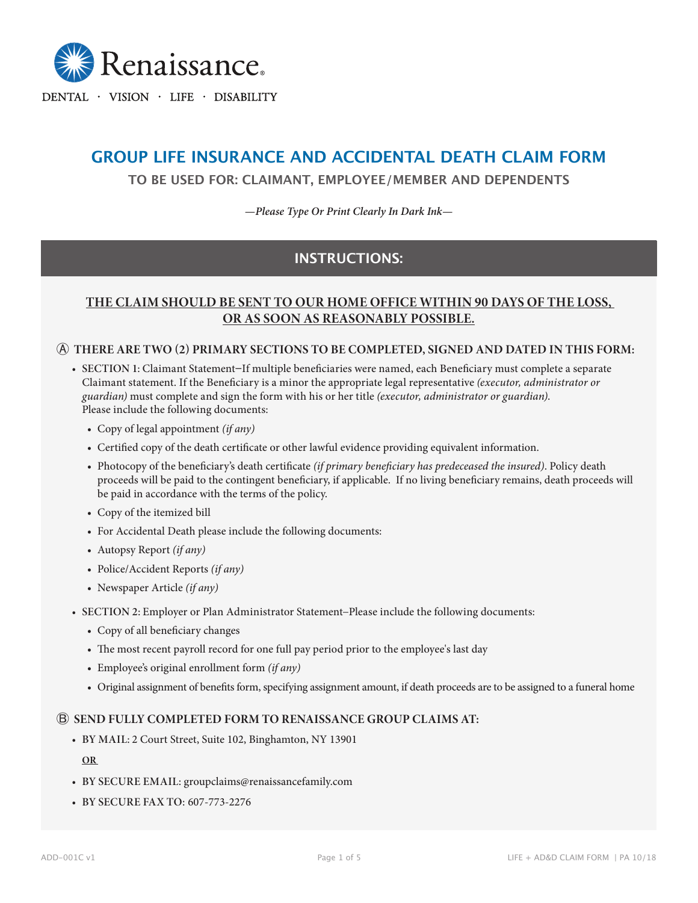Renaissance®

DENTAL · VISION · LIFE · DISABILITY

# GROUP LIFE INSURANCE AND ACCIDENTAL DEATH CLAIM FORM

## TO BE USED FOR: CLAIMANT, EMPLOYEE/MEMBER AND DEPENDENTS

*—Please Type Or Print Clearly In Dark Ink—*

## INSTRUCTIONS:

**THE CLAIM SHOULD BE SENT TO OUR HOME OFFICE WITHIN 90 DAYS OF THE LOSS, OR AS SOON AS REASONABLY POSSIBLE.**

**Ⓐ THERE ARE TWO (2) PRIMARY SECTIONS TO BE COMPLETED, SIGNED AND DATED IN THIS FORM:**

- SECTION 1: Claimant Statement–If multiple beneficiaries were named, each Beneficiary must complete a separate Claimant statement. If the Beneficiary is a minor the appropriate legal representative *(executor, administrator or guardian)* must complete and sign the form with his or her title *(executor, administrator or guardian)*. Please include the following documents:
  - Copy of legal appointment *(if any)*
  - Certified copy of the death certificate or other lawful evidence providing equivalent information.
  - Photocopy of the beneficiary's death certificate *(if primary beneficiary has predeceased the insured)*. Policy death proceeds will be paid to the contingent beneficiary, if applicable. If no living beneficiary remains, death proceeds will be paid in accordance with the terms of the policy.
  - Copy of the itemized bill
  - For Accidental Death please include the following documents:
  - Autopsy Report *(if any)*
  - Police/Accident Reports *(if any)*
  - Newspaper Article *(if any)*
- SECTION 2: Employer or Plan Administrator Statement–Please include the following documents:
  - Copy of all beneficiary changes
  - The most recent payroll record for one full pay period prior to the employee's last day
  - Employee's original enrollment form *(if any)*
  - Original assignment of benefits form, specifying assignment amount, if death proceeds are to be assigned to a funeral home

**Ⓑ SEND FULLY COMPLETED FORM TO RENAISSANCE GROUP CLAIMS AT:**

- BY MAIL: 2 Court Street, Suite 102, Binghamton, NY 13901

  **OR**

- BY SECURE EMAIL: groupclaims@renaissancefamily.com
- BY SECURE FAX TO: 607-773-2276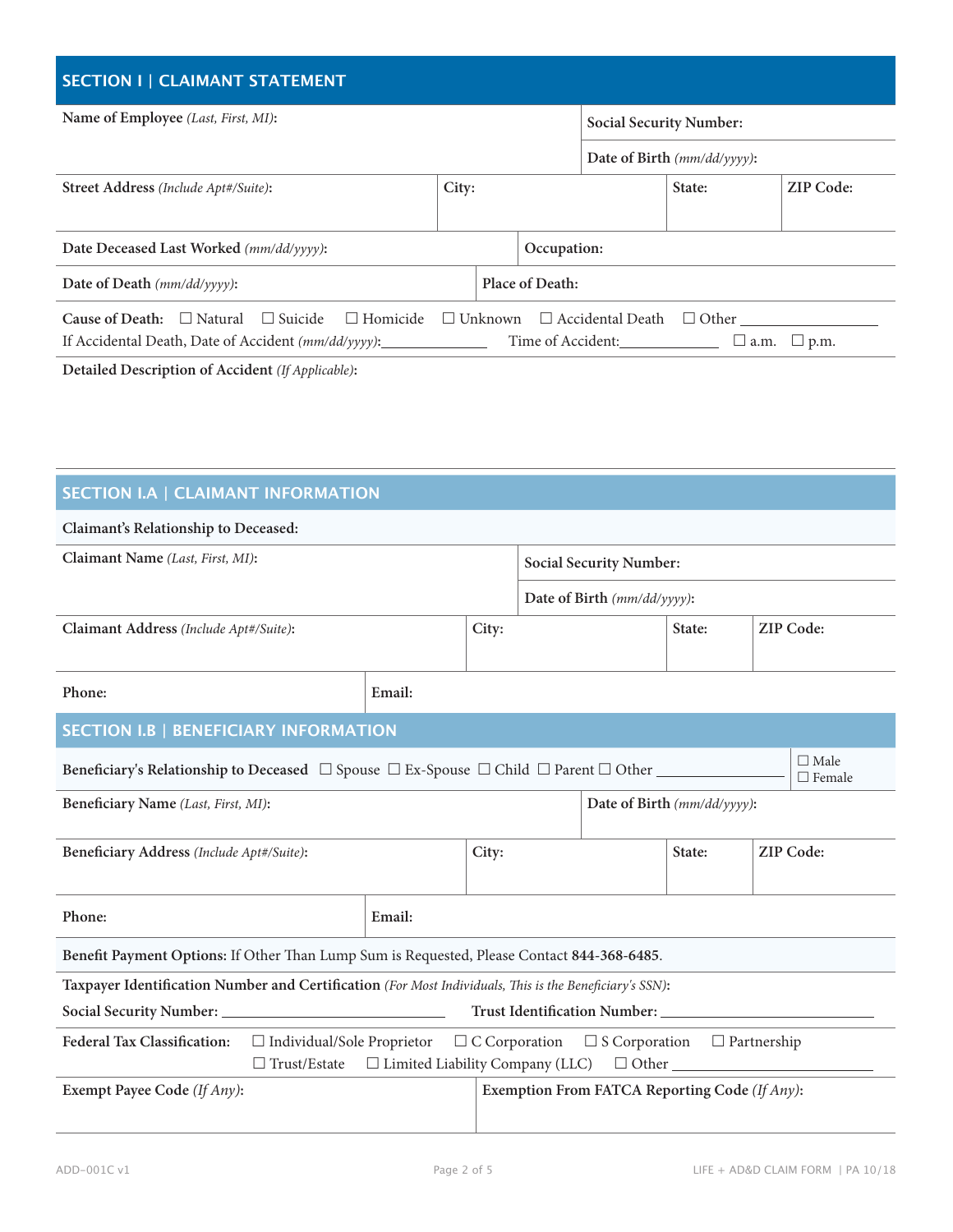## SECTION I | CLAIMANT STATEMENT

| | | | | |
|---|---|---|---|---|
| **Name of Employee** *(Last, First, MI)*: | | | **Social Security Number:** | |
| | | | **Date of Birth** *(mm/dd/yyyy)*: | |
| **Street Address** *(Include Apt#/Suite)*: | **City:** | | **State:** | **ZIP Code:** |
| **Date Deceased Last Worked** *(mm/dd/yyyy)*: | | **Occupation:** | | |
| **Date of Death** *(mm/dd/yyyy)*: | **Place of Death:** | | | |

**Cause of Death:** ☐ Natural ☐ Suicide ☐ Homicide ☐ Unknown ☐ Accidental Death ☐ Other ________________
If Accidental Death, Date of Accident *(mm/dd/yyyy)*:____________ Time of Accident:____________ ☐ a.m. ☐ p.m.

**Detailed Description of Accident** *(If Applicable)*:

## SECTION I.A | CLAIMANT INFORMATION

**Claimant's Relationship to Deceased:**

| | | | | |
|---|---|---|---|---|
| **Claimant Name** *(Last, First, MI)*: | | **Social Security Number:** | | |
| | | **Date of Birth** *(mm/dd/yyyy)*: | | |
| **Claimant Address** *(Include Apt#/Suite)*: | **City:** | | **State:** | **ZIP Code:** |
| **Phone:** | **Email:** | | | |

## SECTION I.B | BENEFICIARY INFORMATION

**Beneficiary's Relationship to Deceased** ☐ Spouse ☐ Ex-Spouse ☐ Child ☐ Parent ☐ Other ________________ ☐ Male ☐ Female

| | | | | |
|---|---|---|---|---|
| **Beneficiary Name** *(Last, First, MI)*: | | **Date of Birth** *(mm/dd/yyyy)*: | | |
| **Beneficiary Address** *(Include Apt#/Suite)*: | **City:** | | **State:** | **ZIP Code:** |
| **Phone:** | **Email:** | | | |

**Benefit Payment Options:** If Other Than Lump Sum is Requested, Please Contact **844-368-6485**.

**Taxpayer Identification Number and Certification** *(For Most Individuals, This is the Beneficiary's SSN)*:
**Social Security Number:** ____________________ **Trust Identification Number:** ____________________

**Federal Tax Classification:** ☐ Individual/Sole Proprietor ☐ C Corporation ☐ S Corporation ☐ Partnership ☐ Trust/Estate ☐ Limited Liability Company (LLC) ☐ Other ____________________

| | |
|---|---|
| **Exempt Payee Code** *(If Any)*: | **Exemption From FATCA Reporting Code** *(If Any)*: |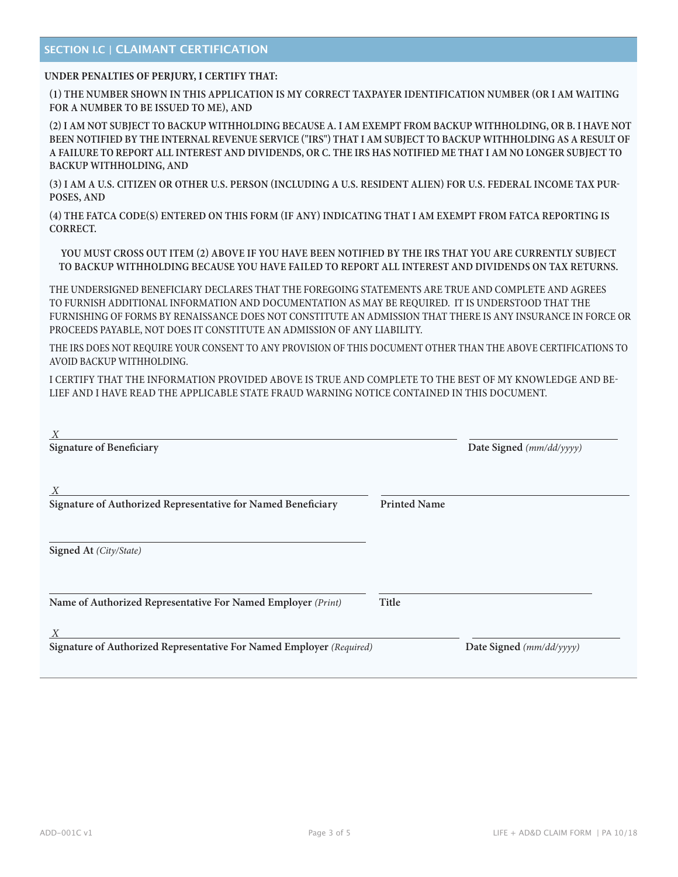## SECTION I.C | CLAIMANT CERTIFICATION

**UNDER PENALTIES OF PERJURY, I CERTIFY THAT:**

**(1) THE NUMBER SHOWN IN THIS APPLICATION IS MY CORRECT TAXPAYER IDENTIFICATION NUMBER (OR I AM WAITING FOR A NUMBER TO BE ISSUED TO ME), AND**

**(2) I AM NOT SUBJECT TO BACKUP WITHHOLDING BECAUSE A. I AM EXEMPT FROM BACKUP WITHHOLDING, OR B. I HAVE NOT BEEN NOTIFIED BY THE INTERNAL REVENUE SERVICE ("IRS") THAT I AM SUBJECT TO BACKUP WITHHOLDING AS A RESULT OF A FAILURE TO REPORT ALL INTEREST AND DIVIDENDS, OR C. THE IRS HAS NOTIFIED ME THAT I AM NO LONGER SUBJECT TO BACKUP WITHHOLDING, AND**

**(3) I AM A U.S. CITIZEN OR OTHER U.S. PERSON (INCLUDING A U.S. RESIDENT ALIEN) FOR U.S. FEDERAL INCOME TAX PURPOSES, AND**

**(4) THE FATCA CODE(S) ENTERED ON THIS FORM (IF ANY) INDICATING THAT I AM EXEMPT FROM FATCA REPORTING IS CORRECT.**

**YOU MUST CROSS OUT ITEM (2) ABOVE IF YOU HAVE BEEN NOTIFIED BY THE IRS THAT YOU ARE CURRENTLY SUBJECT TO BACKUP WITHHOLDING BECAUSE YOU HAVE FAILED TO REPORT ALL INTEREST AND DIVIDENDS ON TAX RETURNS.**

THE UNDERSIGNED BENEFICIARY DECLARES THAT THE FOREGOING STATEMENTS ARE TRUE AND COMPLETE AND AGREES TO FURNISH ADDITIONAL INFORMATION AND DOCUMENTATION AS MAY BE REQUIRED. IT IS UNDERSTOOD THAT THE FURNISHING OF FORMS BY RENAISSANCE DOES NOT CONSTITUTE AN ADMISSION THAT THERE IS ANY INSURANCE IN FORCE OR PROCEEDS PAYABLE, NOT DOES IT CONSTITUTE AN ADMISSION OF ANY LIABILITY.

THE IRS DOES NOT REQUIRE YOUR CONSENT TO ANY PROVISION OF THIS DOCUMENT OTHER THAN THE ABOVE CERTIFICATIONS TO AVOID BACKUP WITHHOLDING.

I CERTIFY THAT THE INFORMATION PROVIDED ABOVE IS TRUE AND COMPLETE TO THE BEST OF MY KNOWLEDGE AND BELIEF AND I HAVE READ THE APPLICABLE STATE FRAUD WARNING NOTICE CONTAINED IN THIS DOCUMENT.

X ______________________________________ ____________________
**Signature of Beneficiary** **Date Signed** *(mm/dd/yyyy)*

X ______________________________________ ____________________
**Signature of Authorized Representative for Named Beneficiary** **Printed Name**

______________________________________
**Signed At** *(City/State)*

______________________________________ ____________________
**Name of Authorized Representative For Named Employer** *(Print)* **Title**

X ______________________________________ ____________________
**Signature of Authorized Representative For Named Employer** *(Required)* **Date Signed** *(mm/dd/yyyy)*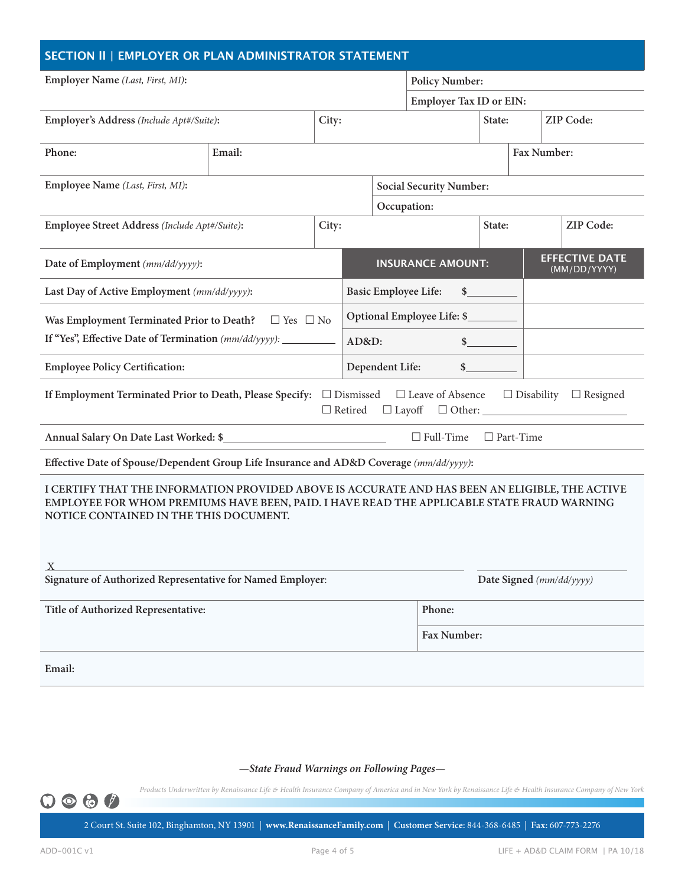## SECTION II | EMPLOYER OR PLAN ADMINISTRATOR STATEMENT

**Employer Name** *(Last, First, MI)*:

**Policy Number:**

**Employer Tax ID or EIN:**

| **Employer's Address** *(Include Apt#/Suite)*: | **City:** | **State:** | **ZIP Code:** |
|---|---|---|---|

| **Phone:** | **Email:** | **Fax Number:** |
|---|---|---|

**Employee Name** *(Last, First, MI)*:

**Social Security Number:**

**Occupation:**

| **Employee Street Address** *(Include Apt#/Suite)*: | **City:** | **State:** | **ZIP Code:** |
|---|---|---|---|

| | **INSURANCE AMOUNT:** | **EFFECTIVE DATE** (MM/DD/YYYY) |
|---|---|---|
| **Date of Employment** *(mm/dd/yyyy)*: | | |
| **Last Day of Active Employment** *(mm/dd/yyyy)*: | Basic Employee Life: $________ | |
| **Was Employment Terminated Prior to Death?** ☐ Yes ☐ No | Optional Employee Life: $________ | |
| **If "Yes", Effective Date of Termination** *(mm/dd/yyyy)*: ________ | AD&D: $________ | |
| **Employee Policy Certification:** | Dependent Life: $________ | |

**If Employment Terminated Prior to Death, Please Specify:** ☐ Dismissed ☐ Leave of Absence ☐ Disability ☐ Resigned ☐ Retired ☐ Layoff ☐ Other: ________________

**Annual Salary On Date Last Worked: $**________________ ☐ Full-Time ☐ Part-Time

**Effective Date of Spouse/Dependent Group Life Insurance and AD&D Coverage** *(mm/dd/yyyy)*:

**I CERTIFY THAT THE INFORMATION PROVIDED ABOVE IS ACCURATE AND HAS BEEN AN ELIGIBLE, THE ACTIVE EMPLOYEE FOR WHOM PREMIUMS HAVE BEEN, PAID. I HAVE READ THE APPLICABLE STATE FRAUD WARNING NOTICE CONTAINED IN THE THIS DOCUMENT.**

X________________________________________

**Signature of Authorized Representative for Named Employer:**

________________

**Date Signed** *(mm/dd/yyyy)*

| **Title of Authorized Representative:** | **Phone:** |
|---|---|
| | **Fax Number:** |

**Email:**

*—State Fraud Warnings on Following Pages—*

*Products Underwritten by Renaissance Life & Health Insurance Company of America and in New York by Renaissance Life & Health Insurance Company of New York*

2 Court St. Suite 102, Binghamton, NY 13901 | **www.RenaissanceFamily.com** | **Customer Service:** 844-368-6485 | **Fax:** 607-773-2276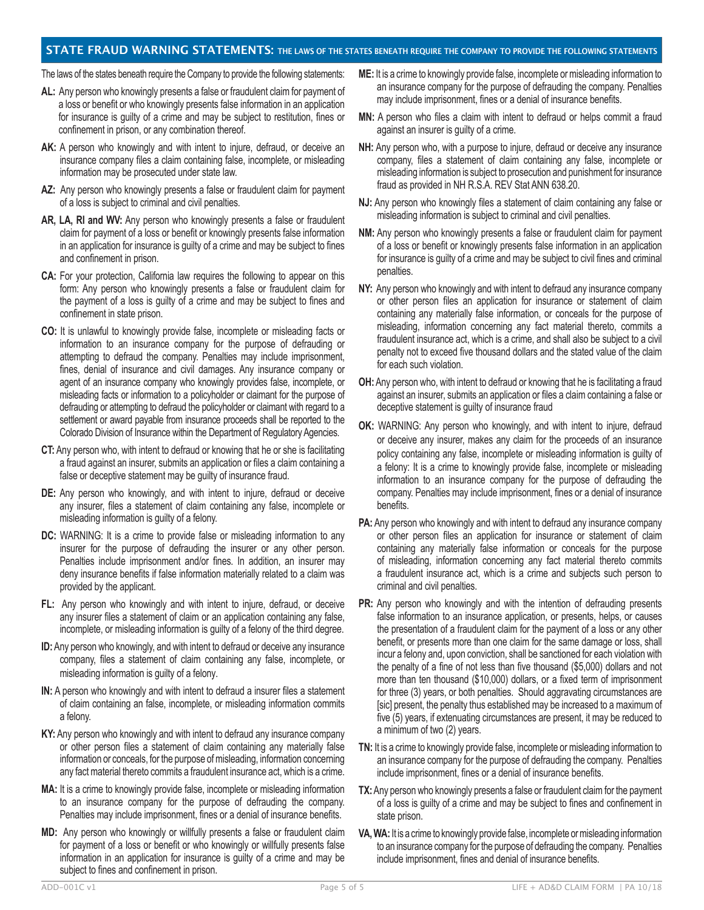## STATE FRAUD WARNING STATEMENTS: THE LAWS OF THE STATES BENEATH REQUIRE THE COMPANY TO PROVIDE THE FOLLOWING STATEMENTS

The laws of the states beneath require the Company to provide the following statements:

**AL:** Any person who knowingly presents a false or fraudulent claim for payment of a loss or benefit or who knowingly presents false information in an application for insurance is guilty of a crime and may be subject to restitution, fines or confinement in prison, or any combination thereof.

**AK:** A person who knowingly and with intent to injure, defraud, or deceive an insurance company files a claim containing false, incomplete, or misleading information may be prosecuted under state law.

**AZ:** Any person who knowingly presents a false or fraudulent claim for payment of a loss is subject to criminal and civil penalties.

**AR, LA, RI and WV:** Any person who knowingly presents a false or fraudulent claim for payment of a loss or benefit or knowingly presents false information in an application for insurance is guilty of a crime and may be subject to fines and confinement in prison.

**CA:** For your protection, California law requires the following to appear on this form: Any person who knowingly presents a false or fraudulent claim for the payment of a loss is guilty of a crime and may be subject to fines and confinement in state prison.

**CO:** It is unlawful to knowingly provide false, incomplete or misleading facts or information to an insurance company for the purpose of defrauding or attempting to defraud the company. Penalties may include imprisonment, fines, denial of insurance and civil damages. Any insurance company or agent of an insurance company who knowingly provides false, incomplete, or misleading facts or information to a policyholder or claimant for the purpose of defrauding or attempting to defraud the policyholder or claimant with regard to a settlement or award payable from insurance proceeds shall be reported to the Colorado Division of Insurance within the Department of Regulatory Agencies.

**CT:** Any person who, with intent to defraud or knowing that he or she is facilitating a fraud against an insurer, submits an application or files a claim containing a false or deceptive statement may be guilty of insurance fraud.

**DE:** Any person who knowingly, and with intent to injure, defraud or deceive any insurer, files a statement of claim containing any false, incomplete or misleading information is guilty of a felony.

**DC:** WARNING: It is a crime to provide false or misleading information to any insurer for the purpose of defrauding the insurer or any other person. Penalties include imprisonment and/or fines. In addition, an insurer may deny insurance benefits if false information materially related to a claim was provided by the applicant.

**FL:** Any person who knowingly and with intent to injure, defraud, or deceive any insurer files a statement of claim or an application containing any false, incomplete, or misleading information is guilty of a felony of the third degree.

**ID:** Any person who knowingly, and with intent to defraud or deceive any insurance company, files a statement of claim containing any false, incomplete, or misleading information is guilty of a felony.

**IN:** A person who knowingly and with intent to defraud a insurer files a statement of claim containing an false, incomplete, or misleading information commits a felony.

**KY:** Any person who knowingly and with intent to defraud any insurance company or other person files a statement of claim containing any materially false information or conceals, for the purpose of misleading, information concerning any fact material thereto commits a fraudulent insurance act, which is a crime.

**MA:** It is a crime to knowingly provide false, incomplete or misleading information to an insurance company for the purpose of defrauding the company. Penalties may include imprisonment, fines or a denial of insurance benefits.

**MD:** Any person who knowingly or willfully presents a false or fraudulent claim for payment of a loss or benefit or who knowingly or willfully presents false information in an application for insurance is guilty of a crime and may be subject to fines and confinement in prison.

**ME:** It is a crime to knowingly provide false, incomplete or misleading information to an insurance company for the purpose of defrauding the company. Penalties may include imprisonment, fines or a denial of insurance benefits.

**MN:** A person who files a claim with intent to defraud or helps commit a fraud against an insurer is guilty of a crime.

**NH:** Any person who, with a purpose to injure, defraud or deceive any insurance company, files a statement of claim containing any false, incomplete or misleading information is subject to prosecution and punishment for insurance fraud as provided in NH R.S.A. REV Stat ANN 638.20.

**NJ:** Any person who knowingly files a statement of claim containing any false or misleading information is subject to criminal and civil penalties.

**NM:** Any person who knowingly presents a false or fraudulent claim for payment of a loss or benefit or knowingly presents false information in an application for insurance is guilty of a crime and may be subject to civil fines and criminal penalties.

**NY:** Any person who knowingly and with intent to defraud any insurance company or other person files an application for insurance or statement of claim containing any materially false information, or conceals for the purpose of misleading, information concerning any fact material thereto, commits a fraudulent insurance act, which is a crime, and shall also be subject to a civil penalty not to exceed five thousand dollars and the stated value of the claim for each such violation.

**OH:** Any person who, with intent to defraud or knowing that he is facilitating a fraud against an insurer, submits an application or files a claim containing a false or deceptive statement is guilty of insurance fraud

**OK:** WARNING: Any person who knowingly, and with intent to injure, defraud or deceive any insurer, makes any claim for the proceeds of an insurance policy containing any false, incomplete or misleading information is guilty of a felony: It is a crime to knowingly provide false, incomplete or misleading information to an insurance company for the purpose of defrauding the company. Penalties may include imprisonment, fines or a denial of insurance benefits.

**PA:** Any person who knowingly and with intent to defraud any insurance company or other person files an application for insurance or statement of claim containing any materially false information or conceals for the purpose of misleading, information concerning any fact material thereto commits a fraudulent insurance act, which is a crime and subjects such person to criminal and civil penalties.

**PR:** Any person who knowingly and with the intention of defrauding presents false information to an insurance application, or presents, helps, or causes the presentation of a fraudulent claim for the payment of a loss or any other benefit, or presents more than one claim for the same damage or loss, shall incur a felony and, upon conviction, shall be sanctioned for each violation with the penalty of a fine of not less than five thousand ($5,000) dollars and not more than ten thousand ($10,000) dollars, or a fixed term of imprisonment for three (3) years, or both penalties. Should aggravating circumstances are [sic] present, the penalty thus established may be increased to a maximum of five (5) years, if extenuating circumstances are present, it may be reduced to a minimum of two (2) years.

**TN:** It is a crime to knowingly provide false, incomplete or misleading information to an insurance company for the purpose of defrauding the company. Penalties include imprisonment, fines or a denial of insurance benefits.

**TX:** Any person who knowingly presents a false or fraudulent claim for the payment of a loss is guilty of a crime and may be subject to fines and confinement in state prison.

**VA, WA:** It is a crime to knowingly provide false, incomplete or misleading information to an insurance company for the purpose of defrauding the company. Penalties include imprisonment, fines and denial of insurance benefits.